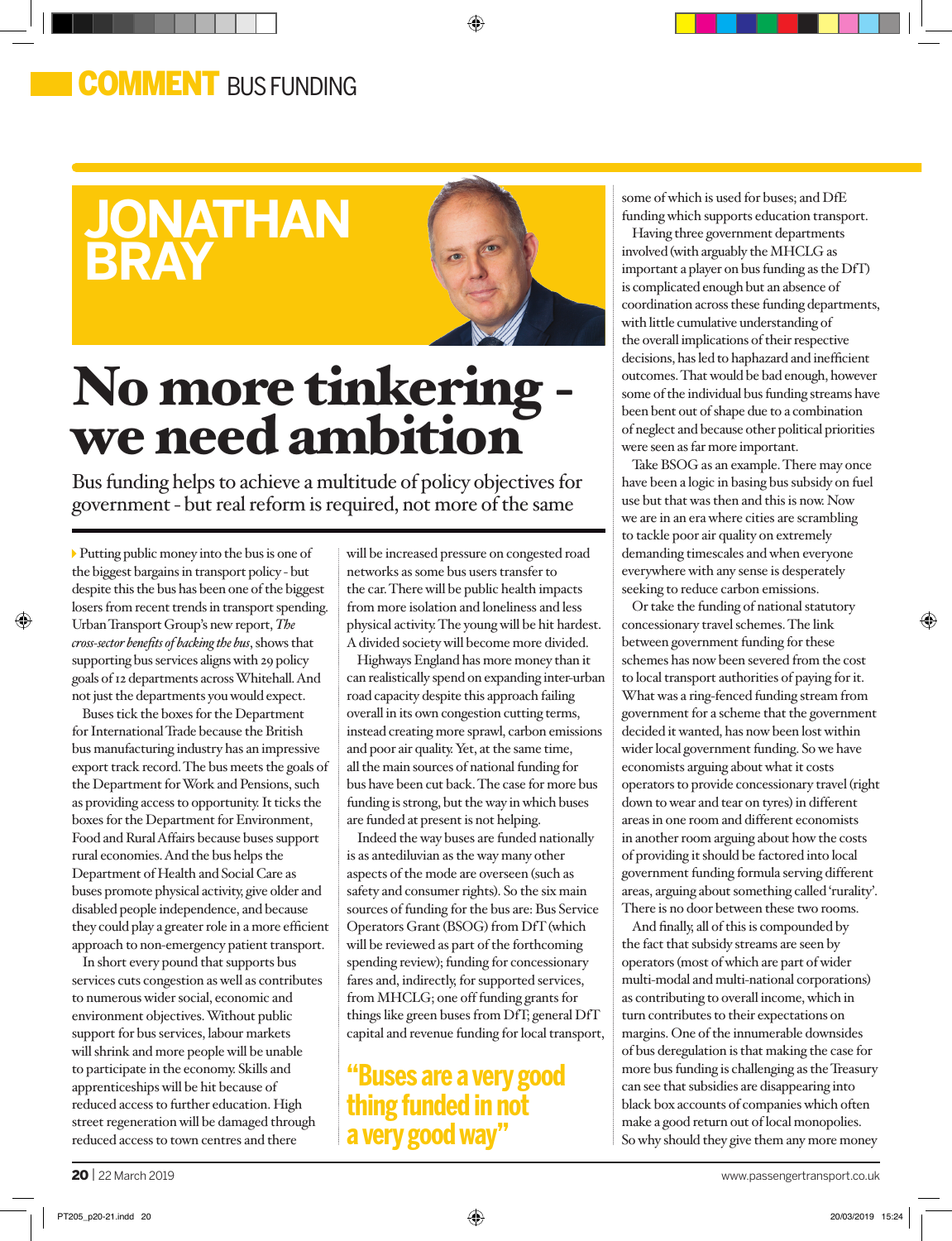# COMMENT BUS FUNDING

## JONATHAN BRAY

# No more tinkering - we need ambition

Bus funding helps to achieve a multitude of policy objectives for government - but real reform is required, not more of the same

Putting public money into the bus is one of the biggest bargains in transport policy - but despite this the bus has been one of the biggest losers from recent trends in transport spending. Urban Transport Group's new report, *The cross-sector benefits of backing the bus*, shows that supporting bus services aligns with 29 policy goals of 12 departments across Whitehall. And not just the departments you would expect.

Buses tick the boxes for the Department for International Trade because the British bus manufacturing industry has an impressive export track record. The bus meets the goals of the Department for Work and Pensions, such as providing access to opportunity. It ticks the boxes for the Department for Environment, Food and Rural Affairs because buses support rural economies. And the bus helps the Department of Health and Social Care as buses promote physical activity, give older and disabled people independence, and because they could play a greater role in a more efficient approach to non-emergency patient transport.

In short every pound that supports bus services cuts congestion as well as contributes to numerous wider social, economic and environment objectives. Without public support for bus services, labour markets will shrink and more people will be unable to participate in the economy. Skills and apprenticeships will be hit because of reduced access to further education. High street regeneration will be damaged through reduced access to town centres and there will be increased pressure on congested road networks as some bus users transfer to the car. There will be public health impacts from more isolation and loneliness and less physical activity. The young will be hit hardest. A divided society will become more divided.

Highways England has more money than it can realistically spend on expanding inter-urban road capacity despite this approach failing overall in its own congestion cutting terms, instead creating more sprawl, carbon emissions and poor air quality. Yet, at the same time, all the main sources of national funding for bus have been cut back. The case for more bus funding is strong, but the way in which buses are funded at present is not helping.

Indeed the way buses are funded nationally is as antediluvian as the way many other aspects of the mode are overseen (such as safety and consumer rights). So the six main sources of funding for the bus are: Bus Service Operators Grant (BSOG) from DfT (which will be reviewed as part of the forthcoming spending review); funding for concessionary fares and, indirectly, for supported services, from MHCLG; one off funding grants for things like green buses from DfT; general DfT capital and revenue funding for local transport, some of which is used for buses; and DfE funding which supports education transport.

> "Buses are a very good thing funded in not a very good way"

Having three government departments involved (with arguably the MHCLG as important a player on bus funding as the DfT) is complicated enough but an absence of coordination across these funding departments, with little cumulative understanding of the overall implications of their respective decisions, has led to haphazard and inefficient outcomes. That would be bad enough, however some of the individual bus funding streams have been bent out of shape due to a combination of neglect and because other political priorities were seen as far more important.

Take BSOG as an example. There may once have been a logic in basing bus subsidy on fuel use but that was then and this is now. Now we are in an era where cities are scrambling to tackle poor air quality on extremely demanding timescales and when everyone everywhere with any sense is desperately seeking to reduce carbon emissions.

Or take the funding of national statutory concessionary travel schemes. The link between government funding for these schemes has now been severed from the cost to local transport authorities of paying for it. What was a ring-fenced funding stream from government for a scheme that the government decided it wanted, has now been lost within wider local government funding. So we have economists arguing about what it costs operators to provide concessionary travel (right down to wear and tear on tyres) in different areas in one room and different economists in another room arguing about how the costs of providing it should be factored into local government funding formula serving different areas, arguing about something called 'rurality'. There is no door between these two rooms.

And finally, all of this is compounded by the fact that subsidy streams are seen by operators (most of which are part of wider multi-modal and multi-national corporations) as contributing to overall income, which in turn contributes to their expectations on margins. One of the innumerable downsides of bus deregulation is that making the case for more bus funding is challenging as the Treasury can see that subsidies are disappearing into black box accounts of companies which often make a good return out of local monopolies. So why should they give them any more money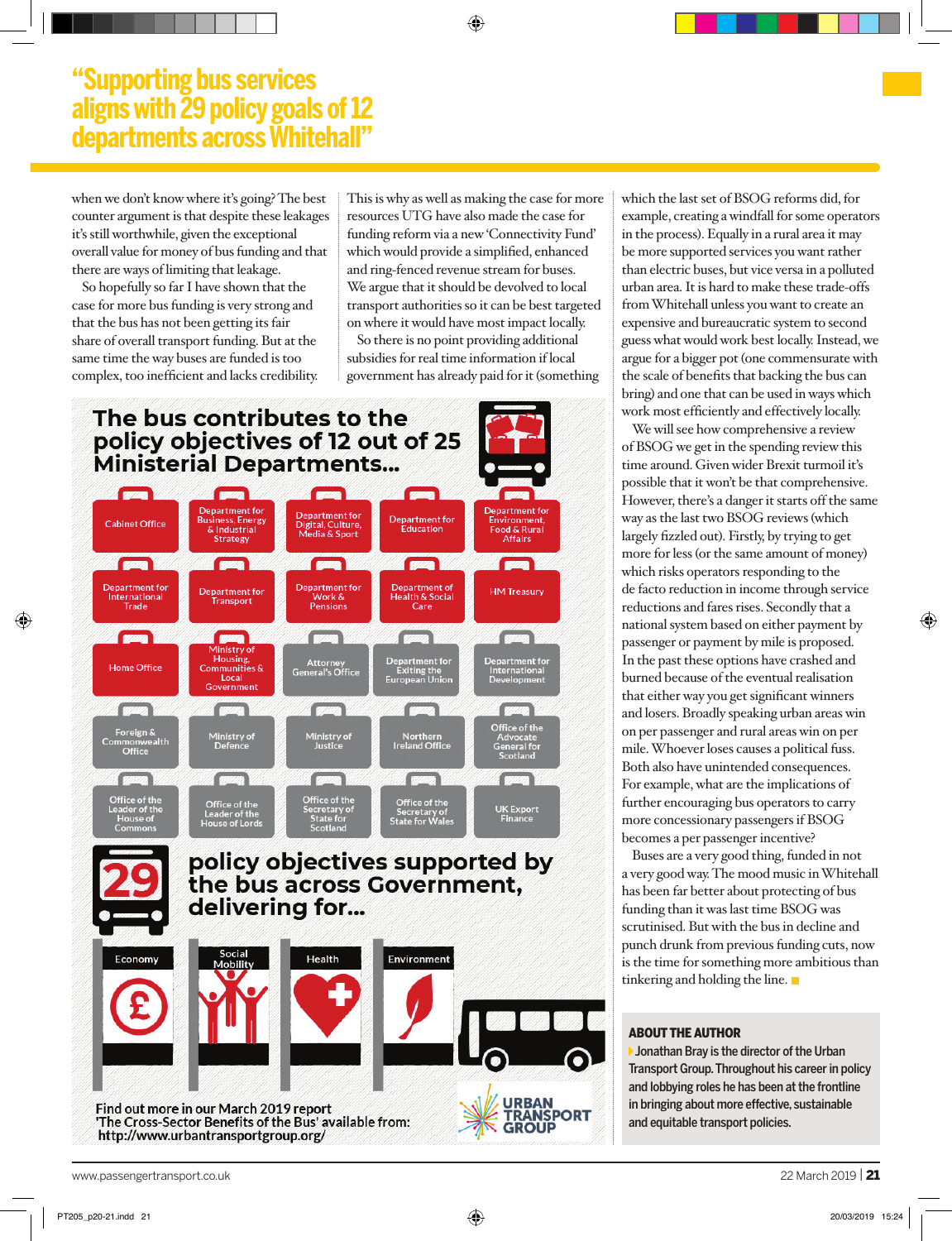## "Supporting bus services aligns with 29 policy goals of 12 departments across Whitehall"

when we don't know where it's going? The best counter argument is that despite these leakages it's still worthwhile, given the exceptional overall value for money of bus funding and that there are ways of limiting that leakage.

So hopefully so far I have shown that the case for more bus funding is very strong and that the bus has not been getting its fair share of overall transport funding. But at the same time the way buses are funded is too complex, too inefficient and lacks credibility.

This is why as well as making the case for more resources UTG have also made the case for funding reform via a new 'Connectivity Fund' which would provide a simplified, enhanced and ring-fenced revenue stream for buses. We argue that it should be devolved to local transport authorities so it can be best targeted on where it would have most impact locally.

So there is no point providing additional subsidies for real time information if local government has already paid for it (something which the last set of BSOG reforms did, for example, creating a windfall for some operators in the process). Equally in a rural area it may be more supported services you want rather than electric buses, but vice versa in a polluted urban area. It is hard to make these trade-offs from Whitehall unless you want to create an expensive and bureaucratic system to second guess what would work best locally. Instead, we argue for a bigger pot (one commensurate with the scale of benefits that backing the bus can bring) and one that can be used in ways which work most efficiently and effectively locally.

We will see how comprehensive a review of BSOG we get in the spending review this time around. Given wider Brexit turmoil it's possible that it won't be that comprehensive. However, there's a danger it starts off the same way as the last two BSOG reviews (which largely fizzled out). Firstly, by trying to get more for less (or the same amount of money) which risks operators responding to the de facto reduction in income through service reductions and fares rises. Secondly that a national system based on either payment by passenger or payment by mile is proposed. In the past these options have crashed and burned because of the eventual realisation that either way you get significant winners and losers. Broadly speaking urban areas win on per passenger and rural areas win on per mile. Whoever loses causes a political fuss. Both also have unintended consequences. For example, what are the implications of further encouraging bus operators to carry more concessionary passengers if BSOG becomes a per passenger incentive?

Buses are a very good thing, funded in not a very good way. The mood music in Whitehall has been far better about protecting of bus funding than it was last time BSOG was scrutinised. But with the bus in decline and punch drunk from previous funding cuts, now is the time for something more ambitious than tinkering and holding the line.

**The bus contributes to the policy objectives of 12 out of 25 Ministerial Departments...**

Cabinet Office
Department for Business, Energy & Industrial Strategy
Department for Digital, Culture, Media & Sport
Department for Education
Department for Environment, Food & Rural Affairs
Department for International Trade
Department for Transport
Department for Work & Pensions
Department of Health & Social Care
HM Treasury
Home Office
Ministry of Housing, Communities & Local Government
Attorney General's Office
Department for Exiting the European Union
Department for International Development
Foreign & Commonwealth Office
Ministry of Defence
Ministry of Justice
Northern Ireland Office
Office of the Advocate General for Scotland
Office of the Leader of the House of Commons
Office of the Leader of the House of Lords
Office of the Secretary of State for Scotland
Office of the Secretary of State for Wales
UK Export Finance

**29 policy objectives supported by the bus across Government, delivering for...**

Economy
Social Mobility
Health
Environment

Find out more in our March 2019 report 'The Cross-Sector Benefits of the Bus' available from: http://www.urbantransportgroup.org/

URBAN TRANSPORT GROUP

### ABOUT THE AUTHOR

Jonathan Bray is the director of the Urban Transport Group. Throughout his career in policy and lobbying roles he has been at the frontline in bringing about more effective, sustainable and equitable transport policies.